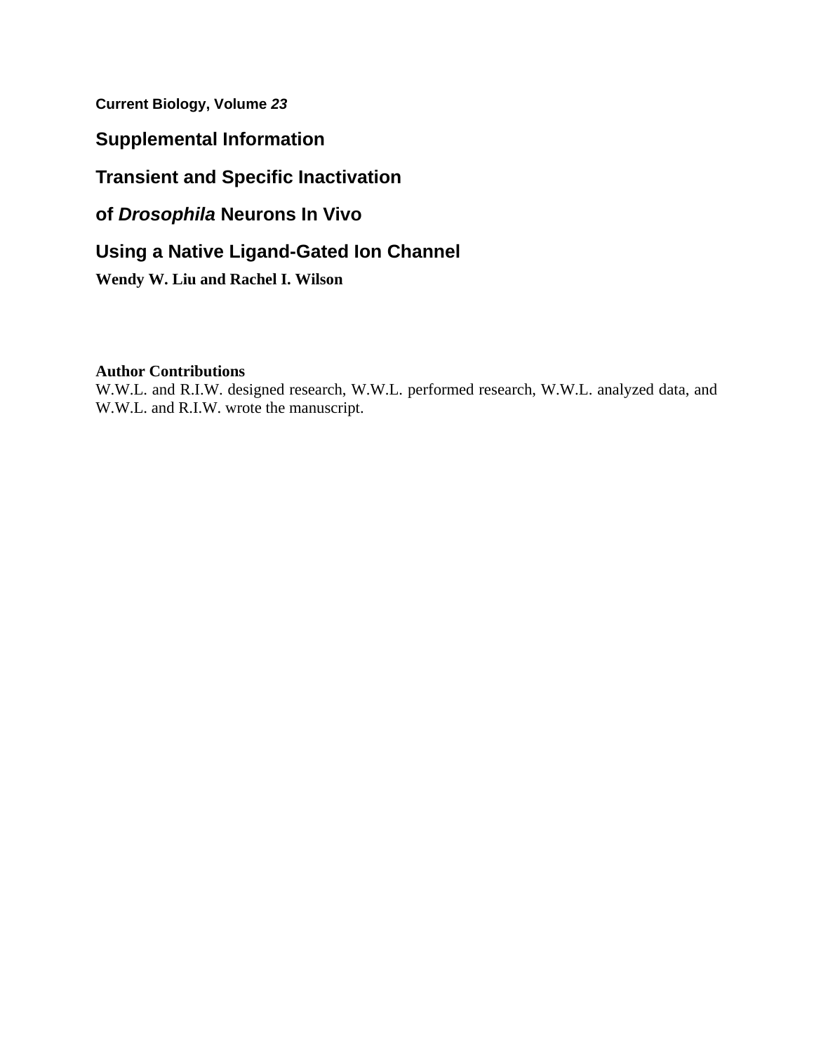**Current Biology, Volume *23***

# Supplemental Information

# Transient and Specific Inactivation of *Drosophila* Neurons In Vivo Using a Native Ligand-Gated Ion Channel

**Wendy W. Liu and Rachel I. Wilson**

**Author Contributions**

W.W.L. and R.I.W. designed research, W.W.L. performed research, W.W.L. analyzed data, and W.W.L. and R.I.W. wrote the manuscript.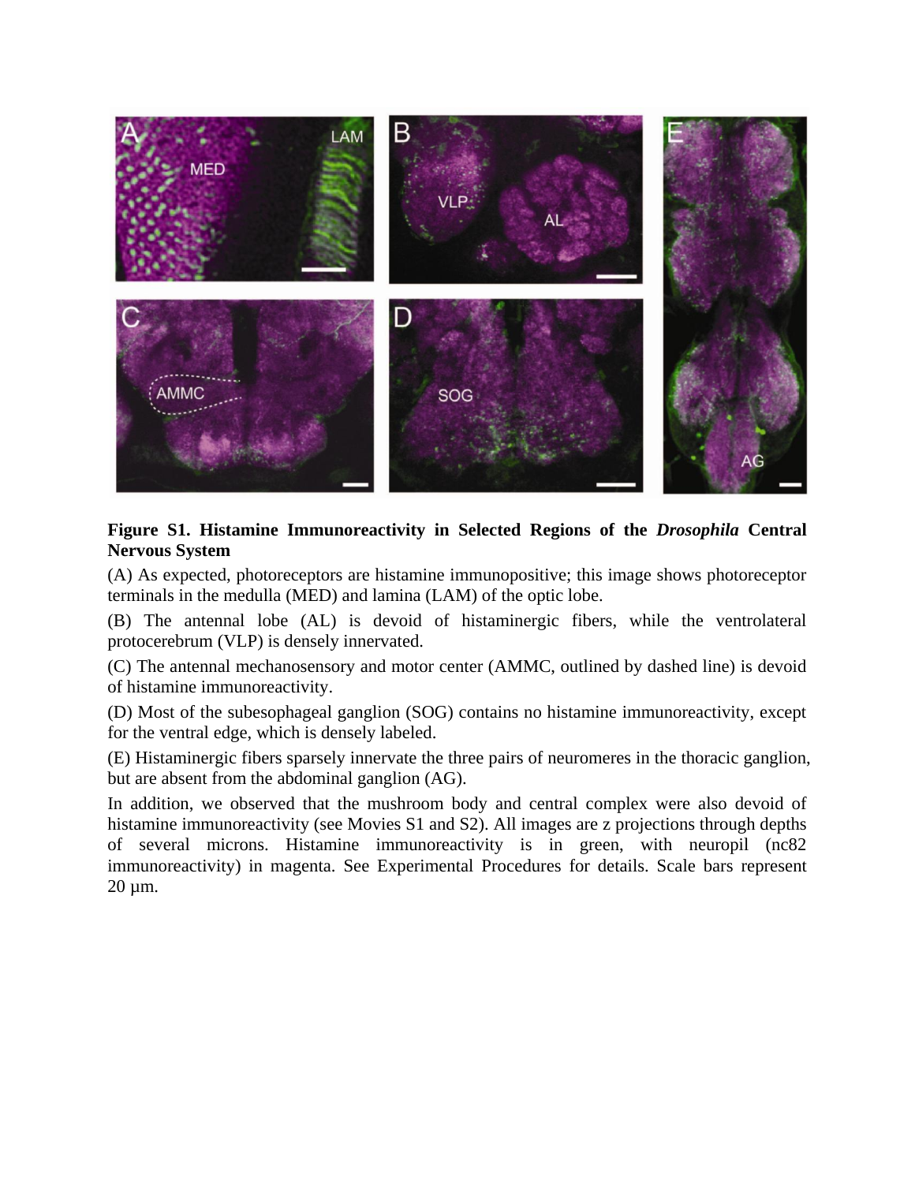A MED LAM
B VLP AL
E AG
C AMMC
D SOG

**Figure S1. Histamine Immunoreactivity in Selected Regions of the *Drosophila* Central Nervous System**

(A) As expected, photoreceptors are histamine immunopositive; this image shows photoreceptor terminals in the medulla (MED) and lamina (LAM) of the optic lobe.

(B) The antennal lobe (AL) is devoid of histaminergic fibers, while the ventrolateral protocerebrum (VLP) is densely innervated.

(C) The antennal mechanosensory and motor center (AMMC, outlined by dashed line) is devoid of histamine immunoreactivity.

(D) Most of the subesophageal ganglion (SOG) contains no histamine immunoreactivity, except for the ventral edge, which is densely labeled.

(E) Histaminergic fibers sparsely innervate the three pairs of neuromeres in the thoracic ganglion, but are absent from the abdominal ganglion (AG).

In addition, we observed that the mushroom body and central complex were also devoid of histamine immunoreactivity (see Movies S1 and S2). All images are z projections through depths of several microns. Histamine immunoreactivity is in green, with neuropil (nc82 immunoreactivity) in magenta. See Experimental Procedures for details. Scale bars represent 20 µm.